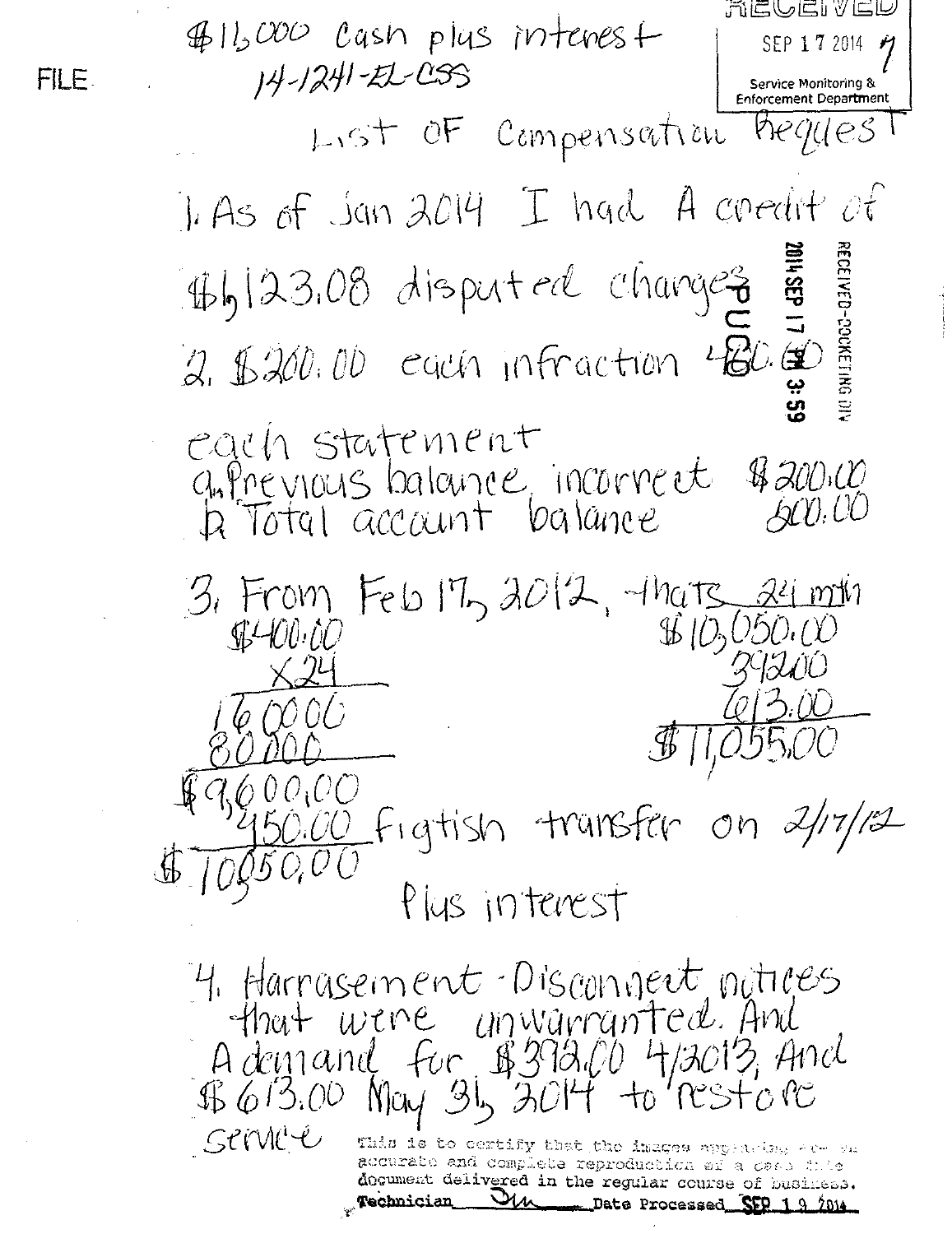FILE

$16,000 cash plus interest
14-1241-EL-CSS

RECEIVED
SEP 17 2014
Service Monitoring & Enforcement Department

RECEIVED-DOCKETING DIV
2014 SEP 17 PM 3:59
PUCO

List OF Compensation Request

1. As of Jan 2014 I had A credit of $6,123.08 disputed charges

2. $200.00 each infraction 400.00 each statement
   a. Previous balance incorrect $200.00
   b. Total account balance 200.00

3. From Feb 17, 2012, thats 24 mth

```
  $400.00
      x24
   160000
   80000
$9,600.00
   450.00  Figtish transfer on 2/17/12
$10,050.00
```

```
$10,050.00
    392.00
    613.00
$11,055.00
```

Plus interest

4. Harrasement - Disconnect notices that were unwarranted. And A demand for $392.00 4/2013, And $613.00 May 31, 2014 to restore service

This is to certify that the images appearing are an accurate and complete reproduction of a case file document delivered in the regular course of business.
Technician ___ Date Processed SEP 19 2014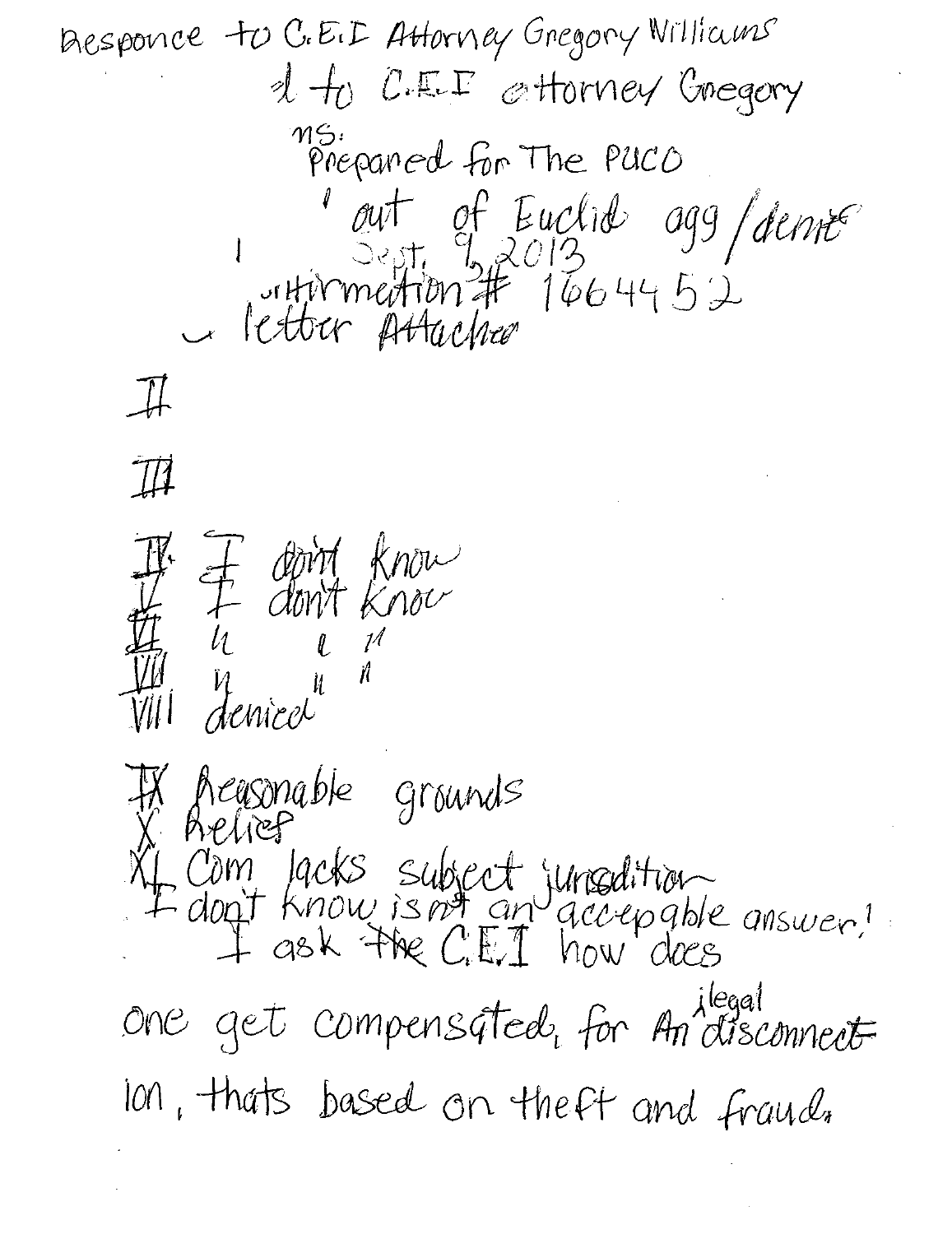Responce to C.E.I Attorney Gregory Williams

& to C.E.I attorney Gregory

ms:
Prepared for The PUCO

out of Euclid agg / demit

Sept. 9, 2013

Confirmation # 1664452

letter Attached

II

III

IV. I don't know

V I don't know

VI " " "

VII " " "

VIII denied "

IX Reasonable grounds

X Relief

XI Com lacks subject jurisdition

I don't know is not an accepable answer!

I ask the C.E.I how does one get compensated, for An ilegal disconnection, thats based on theft and fraud.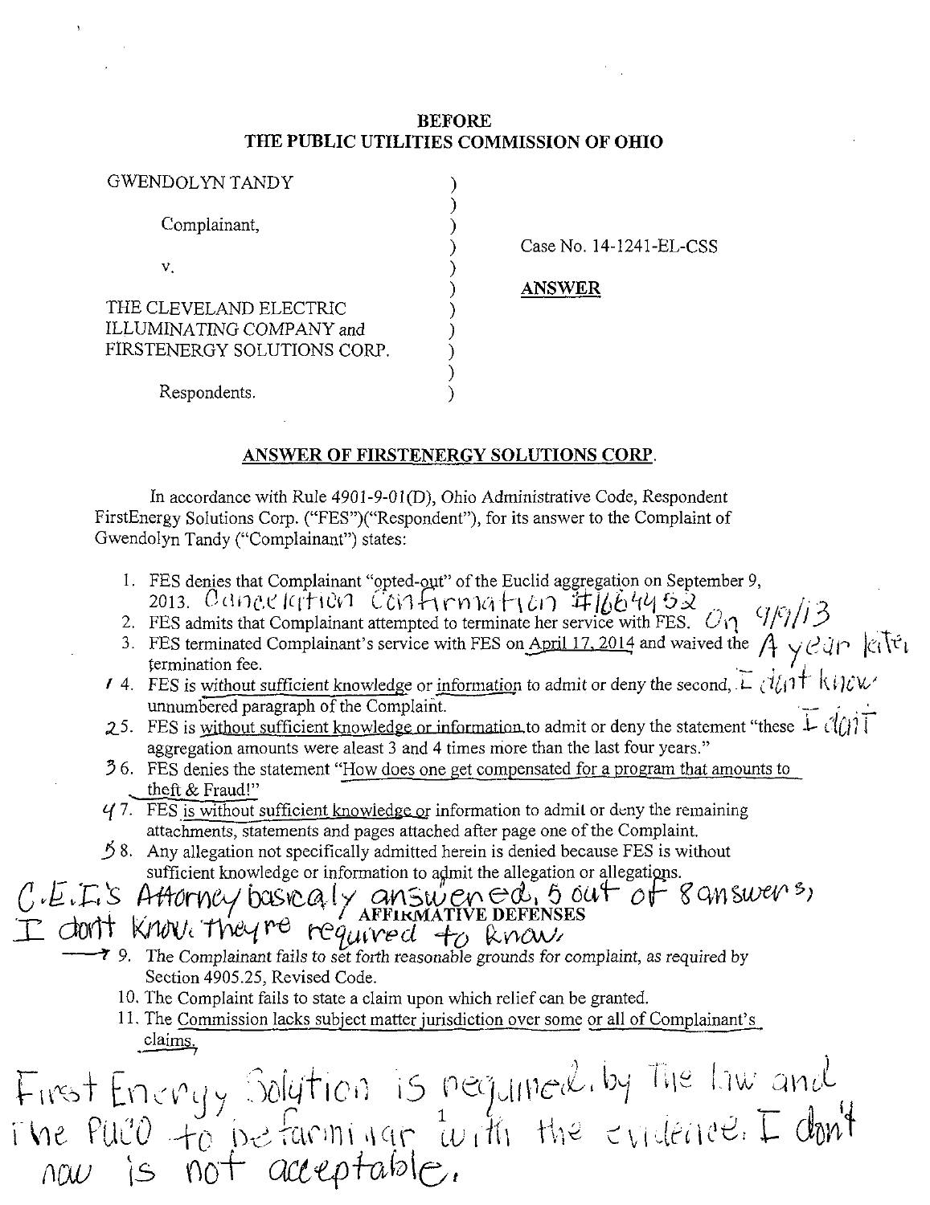**BEFORE**
**THE PUBLIC UTILITIES COMMISSION OF OHIO**

| | | |
|---|---|---|
| GWENDOLYN TANDY | ) | |
| | ) | |
| Complainant, | ) | |
| | ) | Case No. 14-1241-EL-CSS |
| v. | ) | |
| | ) | **ANSWER** |
| THE CLEVELAND ELECTRIC | ) | |
| ILLUMINATING COMPANY and | ) | |
| FIRSTENERGY SOLUTIONS CORP. | ) | |
| | ) | |
| Respondents. | ) | |

## ANSWER OF FIRSTENERGY SOLUTIONS CORP.

In accordance with Rule 4901-9-01(D), Ohio Administrative Code, Respondent FirstEnergy Solutions Corp. ("FES")("Respondent"), for its answer to the Complaint of Gwendolyn Tandy ("Complainant") states:

1. FES denies that Complainant "opted-out" of the Euclid aggregation on September 9, 2013. Cancelation Confirmation #1664452
2. FES admits that Complainant attempted to terminate her service with FES. On 9/9/13
3. FES terminated Complainant's service with FES on April 17, 2014 and waived the termination fee. A year later
4. FES is without sufficient knowledge or information to admit or deny the second, unnumbered paragraph of the Complaint. I dont know
5. FES is without sufficient knowledge or information to admit or deny the statement "these aggregation amounts were aleast 3 and 4 times more than the last four years." I dont
6. FES denies the statement "How does one get compensated for a program that amounts to theft & Fraud!"
7. FES is without sufficient knowledge or information to admit or deny the remaining attachments, statements and pages attached after page one of the Complaint.
8. Any allegation not specifically admitted herein is denied because FES is without sufficient knowledge or information to admit the allegation or allegations.

C.E.I.'s Attorney basically answered, 5 out of 8 answers, I dont know. They're required to know.

### AFFIRMATIVE DEFENSES

9. The Complainant fails to set forth reasonable grounds for complaint, as required by Section 4905.25, Revised Code.
10. The Complaint fails to state a claim upon which relief can be granted.
11. The Commission lacks subject matter jurisdiction over some or all of Complainant's claims.

First Energy Solution is required by The law and The PUCO to be farminar with the evidence. I don't now is not acceptable.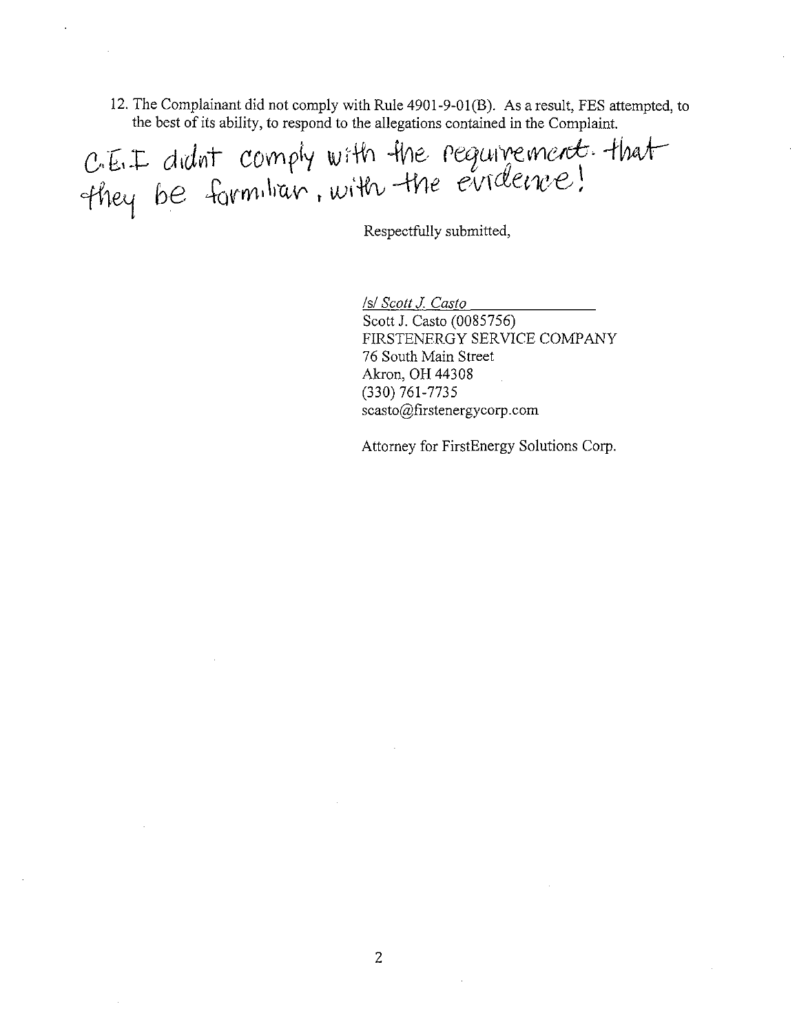12. The Complainant did not comply with Rule 4901-9-01(B). As a result, FES attempted, to the best of its ability, to respond to the allegations contained in the Complaint.

C.E.I didnt comply with the requirement. that they be formiliar, with the evidence!

Respectfully submitted,

/s/ Scott J. Casto

Scott J. Casto (0085756)
FIRSTENERGY SERVICE COMPANY
76 South Main Street
Akron, OH 44308
(330) 761-7735
scasto@firstenergycorp.com

Attorney for FirstEnergy Solutions Corp.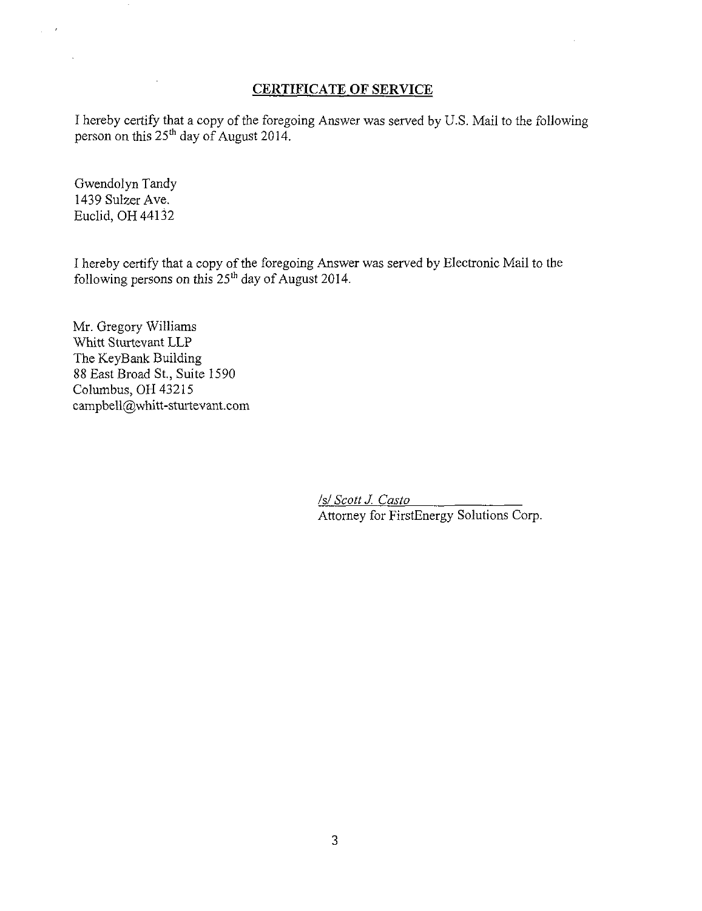## CERTIFICATE OF SERVICE

I hereby certify that a copy of the foregoing Answer was served by U.S. Mail to the following person on this 25th day of August 2014.

Gwendolyn Tandy
1439 Sulzer Ave.
Euclid, OH 44132

I hereby certify that a copy of the foregoing Answer was served by Electronic Mail to the following persons on this 25th day of August 2014.

Mr. Gregory Williams
Whitt Sturtevant LLP
The KeyBank Building
88 East Broad St., Suite 1590
Columbus, OH 43215
campbell@whitt-sturtevant.com

*/s/ Scott J. Casto*
Attorney for FirstEnergy Solutions Corp.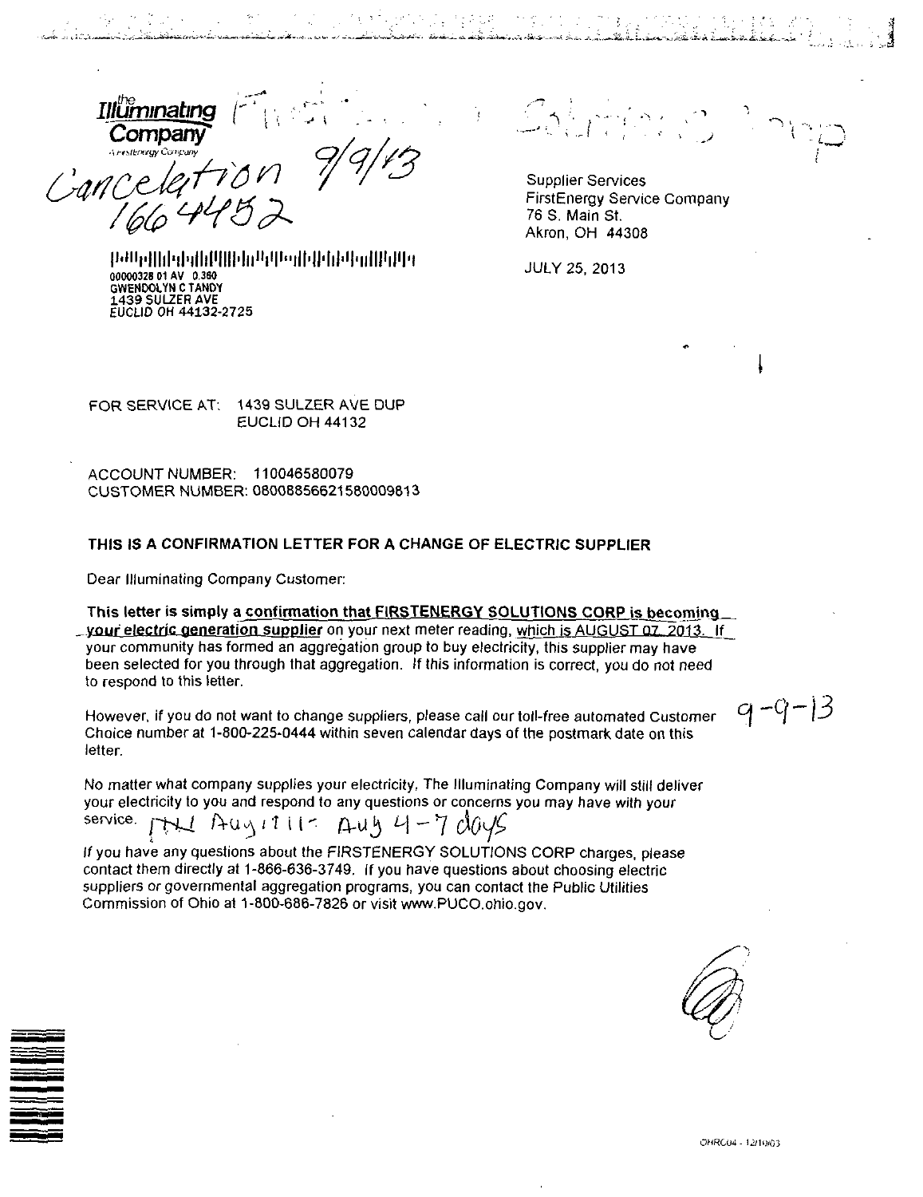the Illuminating Company
A FirstEnergy Company

FirstEnergy Solutions Corp

Cancelation 9/9/13
1664452

00000328 01 AV 0.360
GWENDOLYN C TANDY
1439 SULZER AVE
EUCLID OH 44132-2725

Supplier Services
FirstEnergy Service Company
76 S. Main St.
Akron, OH 44308

JULY 25, 2013

FOR SERVICE AT: 1439 SULZER AVE DUP
EUCLID OH 44132

ACCOUNT NUMBER: 110046580079
CUSTOMER NUMBER: 08008856621580009813

**THIS IS A CONFIRMATION LETTER FOR A CHANGE OF ELECTRIC SUPPLIER**

Dear Illuminating Company Customer:

**This letter is simply a confirmation that FIRSTENERGY SOLUTIONS CORP is becoming your electric generation supplier** on your next meter reading, which is AUGUST 07, 2013. If your community has formed an aggregation group to buy electricity, this supplier may have been selected for you through that aggregation. If this information is correct, you do not need to respond to this letter.

However, if you do not want to change suppliers, please call our toll-free automated Customer Choice number at 1-800-225-0444 within seven calendar days of the postmark date on this letter.

9-9-13

No matter what company supplies your electricity, The Illuminating Company will still deliver your electricity to you and respond to any questions or concerns you may have with your service. THU Aug 1 11- Aug 4-7 days

If you have any questions about the FIRSTENERGY SOLUTIONS CORP charges, please contact them directly at 1-866-636-3749. If you have questions about choosing electric suppliers or governmental aggregation programs, you can contact the Public Utilities Commission of Ohio at 1-800-686-7826 or visit www.PUCO.ohio.gov.

OHRC04 - 12/10/03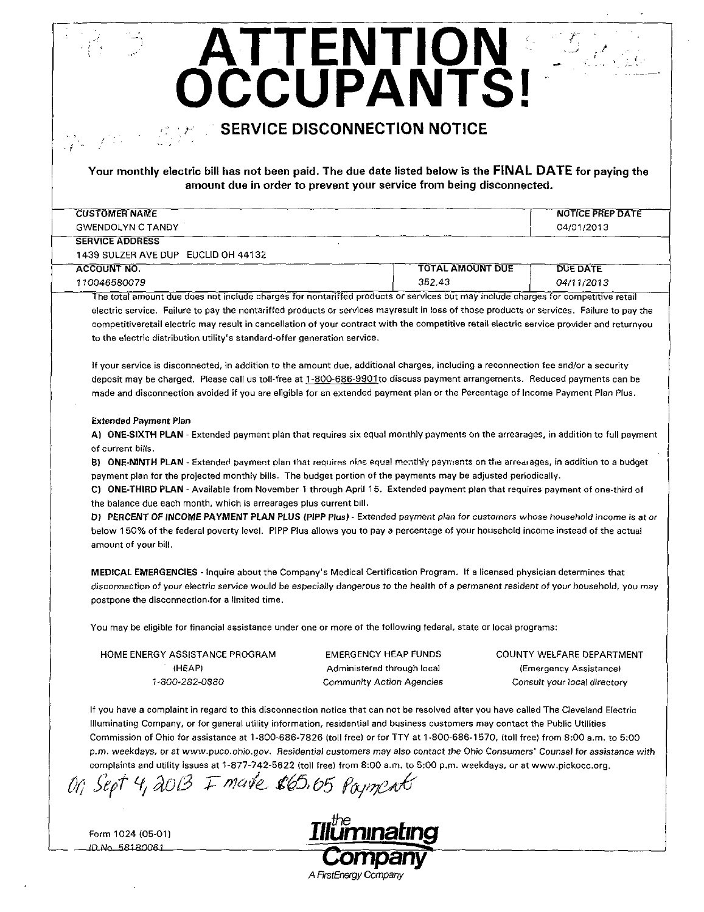# ATTENTION OCCUPANTS!

## SERVICE DISCONNECTION NOTICE

**Your monthly electric bill has not been paid. The due date listed below is the FINAL DATE for paying the amount due in order to prevent your service from being disconnected.**

| CUSTOMER NAME | | NOTICE PREP DATE |
|---|---|---|
| GWENDOLYN C TANDY | | 04/01/2013 |
| SERVICE ADDRESS | | |
| 1439 SULZER AVE DUP EUCLID OH 44132 | | |
| ACCOUNT NO. | TOTAL AMOUNT DUE | DUE DATE |
| 110046580079 | 352.43 | 04/11/2013 |

The total amount due does not include charges for nontariffed products or services but may include charges for competitive retail electric service. Failure to pay the nontariffed products or services mayresult in loss of those products or services. Failure to pay the competitiveretail electric may result in cancellation of your contract with the competitive retail electric service provider and returnyou to the electric distribution utility's standard-offer generation service.

If your service is disconnected, in addition to the amount due, additional charges, including a reconnection fee and/or a security deposit may be charged. Please call us toll-free at 1-800-686-9901to discuss payment arrangements. Reduced payments can be made and disconnection avoided if you are eligible for an extended payment plan or the Percentage of Income Payment Plan Plus.

**Extended Payment Plan**

A) **ONE-SIXTH PLAN** - Extended payment plan that requires six equal monthly payments on the arrearages, in addition to full payment of current bills.

B) **ONE-NINTH PLAN** - Extended payment plan that requires nine equal monthly payments on the arrearages, in addition to a budget payment plan for the projected monthly bills. The budget portion of the payments may be adjusted periodically.

C) **ONE-THIRD PLAN** - Available from November 1 through April 15. Extended payment plan that requires payment of one-third of the balance due each month, which is arrearages plus current bill.

D) ***PERCENT OF INCOME PAYMENT PLAN PLUS (PIPP Plus)*** *- Extended payment plan for customers whose household income is at or below 150% of the federal poverty level.* PIPP Plus allows you to pay a percentage of your household income instead of the actual amount of your bill.

**MEDICAL EMERGENCIES** - Inquire about the Company's Medical Certification Program. If a licensed physician determines that *disconnection of your electric service would be especially dangerous to the health of a permanent resident of your household, you may* postpone the disconnection for a limited time.

You may be eligible for financial assistance under one or more of the following federal, state or local programs:

| HOME ENERGY ASSISTANCE PROGRAM | EMERGENCY HEAP FUNDS | COUNTY WELFARE DEPARTMENT |
|---|---|---|
| (HEAP) | Administered through local | (Emergency Assistance) |
| *1-800-282-0880* | *Community Action Agencies* | *Consult your local directory* |

If you have a complaint in regard to this disconnection notice that can not be resolved after you have called The Cleveland Electric Illuminating Company, or for general utility information, residential and business customers may contact the Public Utilities Commission of Ohio for assistance at 1-800-686-7826 (toll free) or for TTY at 1-800-686-1570, (toll free) from 8:00 a.m. to 5:00 *p.m. weekdays, or at www.puco.ohio.gov. Residential customers may also contact the Ohio Consumers' Counsel for assistance with* complaints and utility issues at 1-877-742-5622 (toll free) from 8:00 a.m. to 5:00 p.m. weekdays, or at www.pickocc.org.

On Sept 4, 2013 I made $65.05 Payment

Form 1024 (05-01)
ID No. 58180061

the Illuminating Company
A FirstEnergy Company